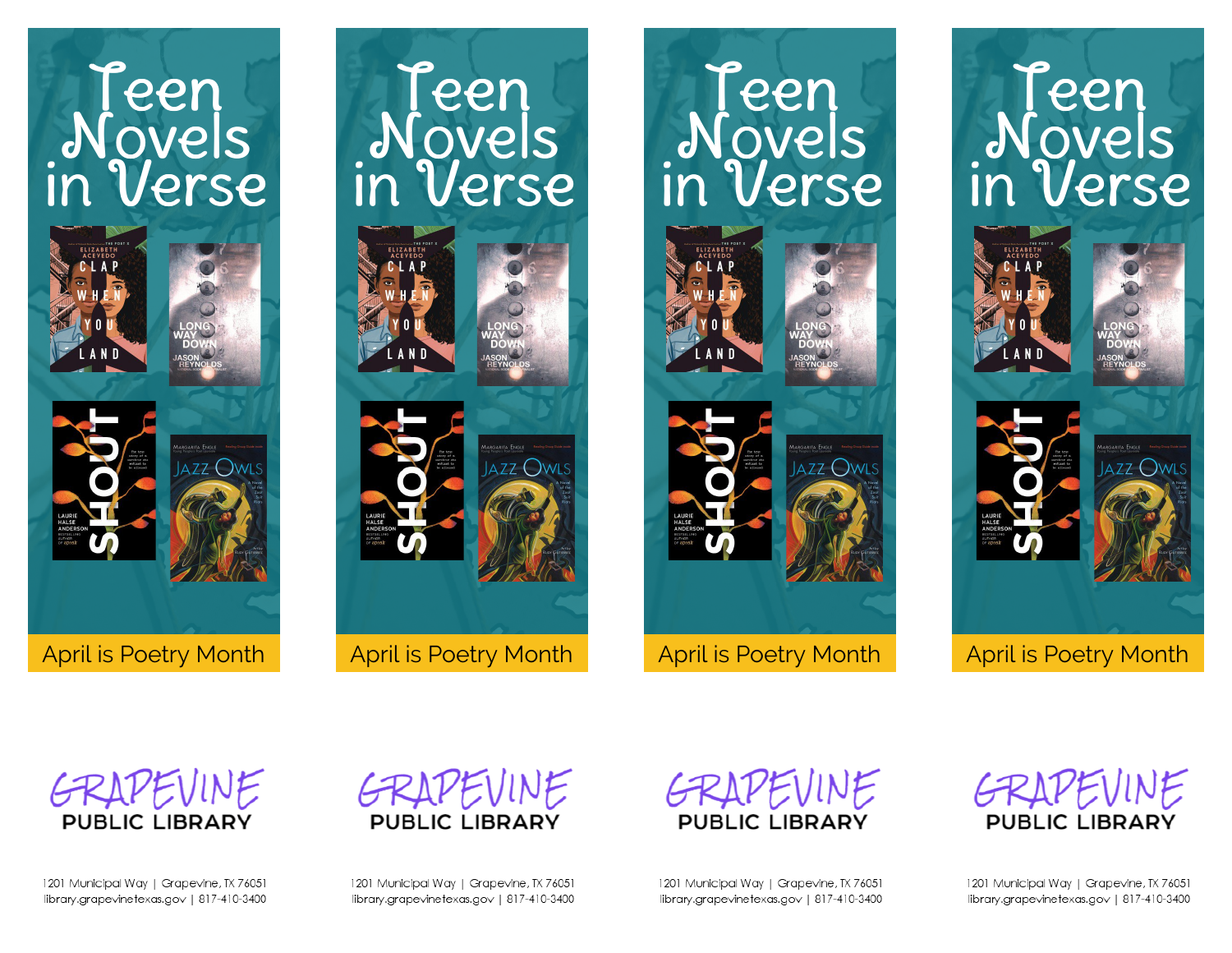# Teen Novels in Verse

April is Poetry Month

GRAPEVINE PUBLIC LIBRARY

1201 Municipal Way | Grapevine, TX 76051
library.grapevinetexas.gov | 817-410-3400

# Teen Novels in Verse

April is Poetry Month

GRAPEVINE PUBLIC LIBRARY

1201 Municipal Way | Grapevine, TX 76051
library.grapevinetexas.gov | 817-410-3400

# Teen Novels in Verse

April is Poetry Month

GRAPEVINE PUBLIC LIBRARY

1201 Municipal Way | Grapevine, TX 76051
library.grapevinetexas.gov | 817-410-3400

# Teen Novels in Verse

April is Poetry Month

GRAPEVINE PUBLIC LIBRARY

1201 Municipal Way | Grapevine, TX 76051
library.grapevinetexas.gov | 817-410-3400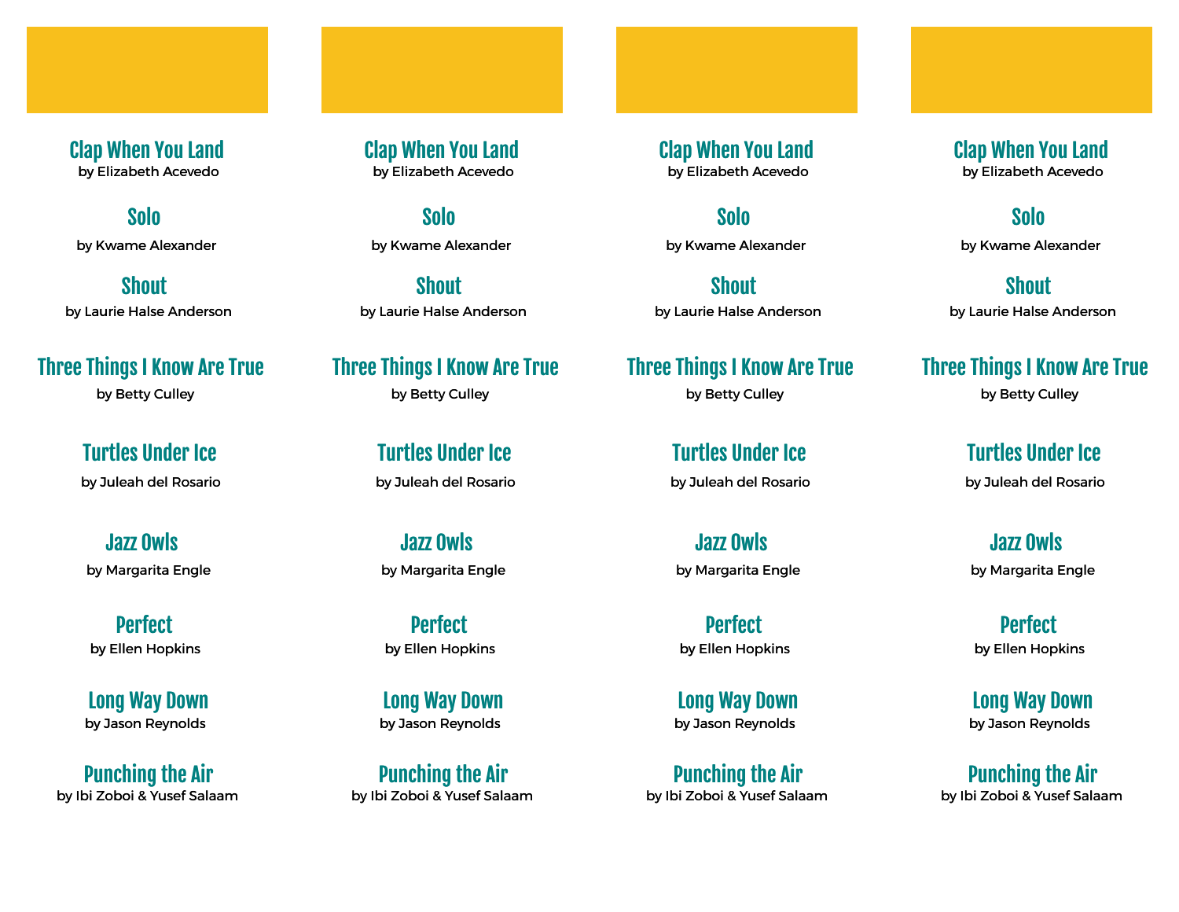**Clap When You Land**
by Elizabeth Acevedo

**Solo**
by Kwame Alexander

**Shout**
by Laurie Halse Anderson

**Three Things I Know Are True**
by Betty Culley

**Turtles Under Ice**
by Juleah del Rosario

**Jazz Owls**
by Margarita Engle

**Perfect**
by Ellen Hopkins

**Long Way Down**
by Jason Reynolds

**Punching the Air**
by Ibi Zoboi & Yusef Salaam

**Clap When You Land**
by Elizabeth Acevedo

**Solo**
by Kwame Alexander

**Shout**
by Laurie Halse Anderson

**Three Things I Know Are True**
by Betty Culley

**Turtles Under Ice**
by Juleah del Rosario

**Jazz Owls**
by Margarita Engle

**Perfect**
by Ellen Hopkins

**Long Way Down**
by Jason Reynolds

**Punching the Air**
by Ibi Zoboi & Yusef Salaam

**Clap When You Land**
by Elizabeth Acevedo

**Solo**
by Kwame Alexander

**Shout**
by Laurie Halse Anderson

**Three Things I Know Are True**
by Betty Culley

**Turtles Under Ice**
by Juleah del Rosario

**Jazz Owls**
by Margarita Engle

**Perfect**
by Ellen Hopkins

**Long Way Down**
by Jason Reynolds

**Punching the Air**
by Ibi Zoboi & Yusef Salaam

**Clap When You Land**
by Elizabeth Acevedo

**Solo**
by Kwame Alexander

**Shout**
by Laurie Halse Anderson

**Three Things I Know Are True**
by Betty Culley

**Turtles Under Ice**
by Juleah del Rosario

**Jazz Owls**
by Margarita Engle

**Perfect**
by Ellen Hopkins

**Long Way Down**
by Jason Reynolds

**Punching the Air**
by Ibi Zoboi & Yusef Salaam